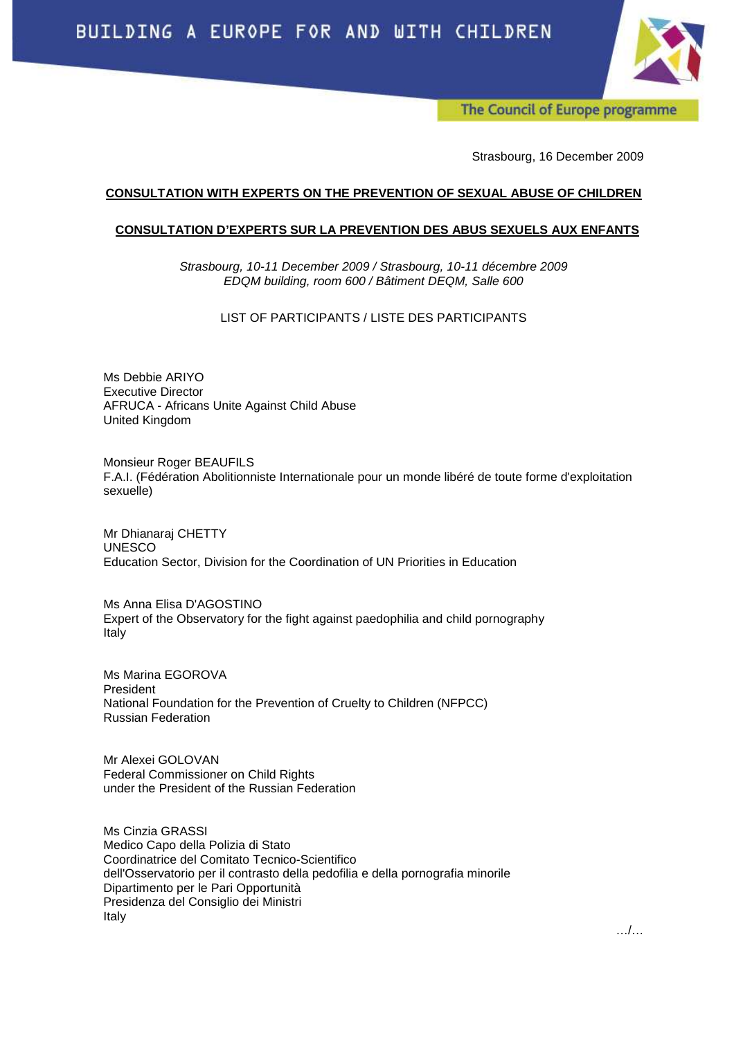BUILDING A EUROPE FOR AND WITH CHILDREN

The Council of Europe programme

Strasbourg, 16 December 2009

**CONSULTATION WITH EXPERTS ON THE PREVENTION OF SEXUAL ABUSE OF CHILDREN**

**CONSULTATION D'EXPERTS SUR LA PREVENTION DES ABUS SEXUELS AUX ENFANTS**

*Strasbourg, 10-11 December 2009 / Strasbourg, 10-11 décembre 2009*
*EDQM building, room 600 / Bâtiment DEQM, Salle 600*

LIST OF PARTICIPANTS / LISTE DES PARTICIPANTS

Ms Debbie ARIYO
Executive Director
AFRUCA - Africans Unite Against Child Abuse
United Kingdom

Monsieur Roger BEAUFILS
F.A.I. (Fédération Abolitionniste Internationale pour un monde libéré de toute forme d'exploitation sexuelle)

Mr Dhianaraj CHETTY
UNESCO
Education Sector, Division for the Coordination of UN Priorities in Education

Ms Anna Elisa D'AGOSTINO
Expert of the Observatory for the fight against paedophilia and child pornography
Italy

Ms Marina EGOROVA
President
National Foundation for the Prevention of Cruelty to Children (NFPCC)
Russian Federation

Mr Alexei GOLOVAN
Federal Commissioner on Child Rights
under the President of the Russian Federation

Ms Cinzia GRASSI
Medico Capo della Polizia di Stato
Coordinatrice del Comitato Tecnico-Scientifico
dell'Osservatorio per il contrasto della pedofilia e della pornografia minorile
Dipartimento per le Pari Opportunità
Presidenza del Consiglio dei Ministri
Italy

…/…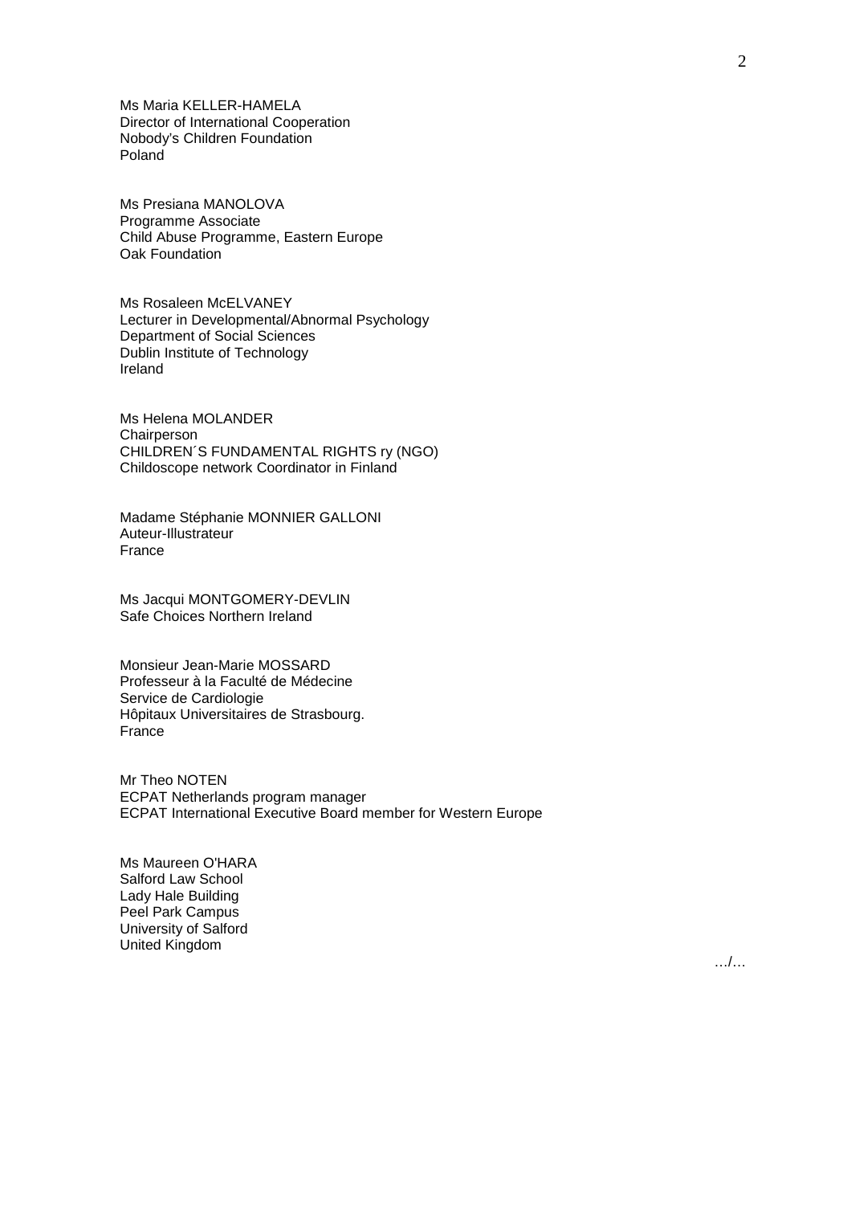Ms Maria KELLER-HAMELA
Director of International Cooperation
Nobody's Children Foundation
Poland

Ms Presiana MANOLOVA
Programme Associate
Child Abuse Programme, Eastern Europe
Oak Foundation

Ms Rosaleen McELVANEY
Lecturer in Developmental/Abnormal Psychology
Department of Social Sciences
Dublin Institute of Technology
Ireland

Ms Helena MOLANDER
Chairperson
CHILDREN´S FUNDAMENTAL RIGHTS ry (NGO)
Childoscope network Coordinator in Finland

Madame Stéphanie MONNIER GALLONI
Auteur-Illustrateur
France

Ms Jacqui MONTGOMERY-DEVLIN
Safe Choices Northern Ireland

Monsieur Jean-Marie MOSSARD
Professeur à la Faculté de Médecine
Service de Cardiologie
Hôpitaux Universitaires de Strasbourg.
France

Mr Theo NOTEN
ECPAT Netherlands program manager
ECPAT International Executive Board member for Western Europe

Ms Maureen O'HARA
Salford Law School
Lady Hale Building
Peel Park Campus
University of Salford
United Kingdom

…/…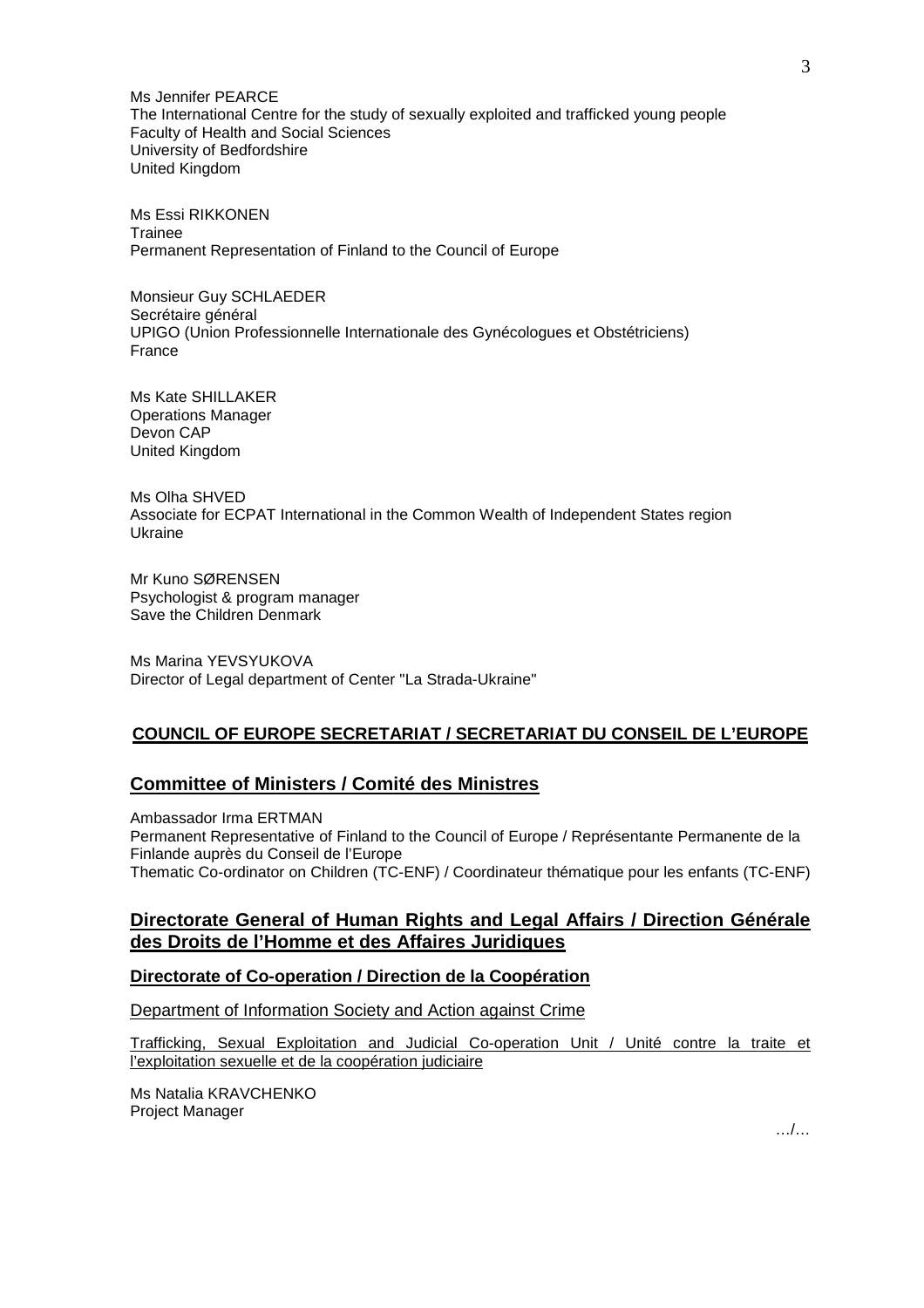Ms Jennifer PEARCE
The International Centre for the study of sexually exploited and trafficked young people
Faculty of Health and Social Sciences
University of Bedfordshire
United Kingdom

Ms Essi RIKKONEN
Trainee
Permanent Representation of Finland to the Council of Europe

Monsieur Guy SCHLAEDER
Secrétaire général
UPIGO (Union Professionnelle Internationale des Gynécologues et Obstétriciens)
France

Ms Kate SHILLAKER
Operations Manager
Devon CAP
United Kingdom

Ms Olha SHVED
Associate for ECPAT International in the Common Wealth of Independent States region
Ukraine

Mr Kuno SØRENSEN
Psychologist & program manager
Save the Children Denmark

Ms Marina YEVSYUKOVA
Director of Legal department of Center "La Strada-Ukraine"

## **COUNCIL OF EUROPE SECRETARIAT / SECRETARIAT DU CONSEIL DE L'EUROPE**

### **Committee of Ministers / Comité des Ministres**

Ambassador Irma ERTMAN
Permanent Representative of Finland to the Council of Europe / Représentante Permanente de la Finlande auprès du Conseil de l'Europe
Thematic Co-ordinator on Children (TC-ENF) / Coordinateur thématique pour les enfants (TC-ENF)

### **Directorate General of Human Rights and Legal Affairs / Direction Générale des Droits de l'Homme et des Affaires Juridiques**

#### **Directorate of Co-operation / Direction de la Coopération**

Department of Information Society and Action against Crime

Trafficking, Sexual Exploitation and Judicial Co-operation Unit / Unité contre la traite et l'exploitation sexuelle et de la coopération judiciaire

Ms Natalia KRAVCHENKO
Project Manager

.../...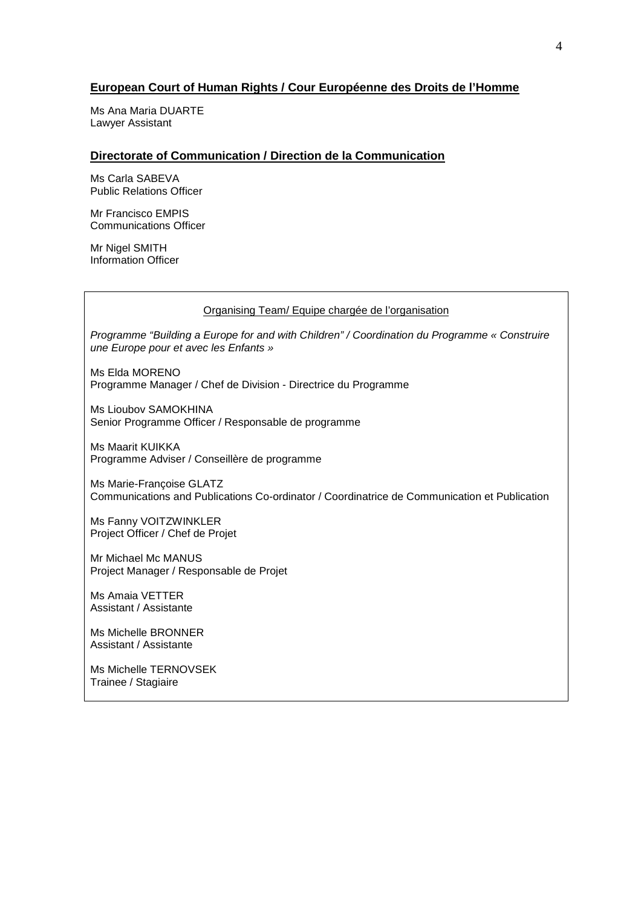## European Court of Human Rights / Cour Européenne des Droits de l'Homme

Ms Ana Maria DUARTE
Lawyer Assistant

## Directorate of Communication / Direction de la Communication

Ms Carla SABEVA
Public Relations Officer

Mr Francisco EMPIS
Communications Officer

Mr Nigel SMITH
Information Officer

Organising Team/ Equipe chargée de l'organisation

*Programme "Building a Europe for and with Children" / Coordination du Programme « Construire une Europe pour et avec les Enfants »*

Ms Elda MORENO
Programme Manager / Chef de Division - Directrice du Programme

Ms Lioubov SAMOKHINA
Senior Programme Officer / Responsable de programme

Ms Maarit KUIKKA
Programme Adviser / Conseillère de programme

Ms Marie-Françoise GLATZ
Communications and Publications Co-ordinator / Coordinatrice de Communication et Publication

Ms Fanny VOITZWINKLER
Project Officer / Chef de Projet

Mr Michael Mc MANUS
Project Manager / Responsable de Projet

Ms Amaia VETTER
Assistant / Assistante

Ms Michelle BRONNER
Assistant / Assistante

Ms Michelle TERNOVSEK
Trainee / Stagiaire